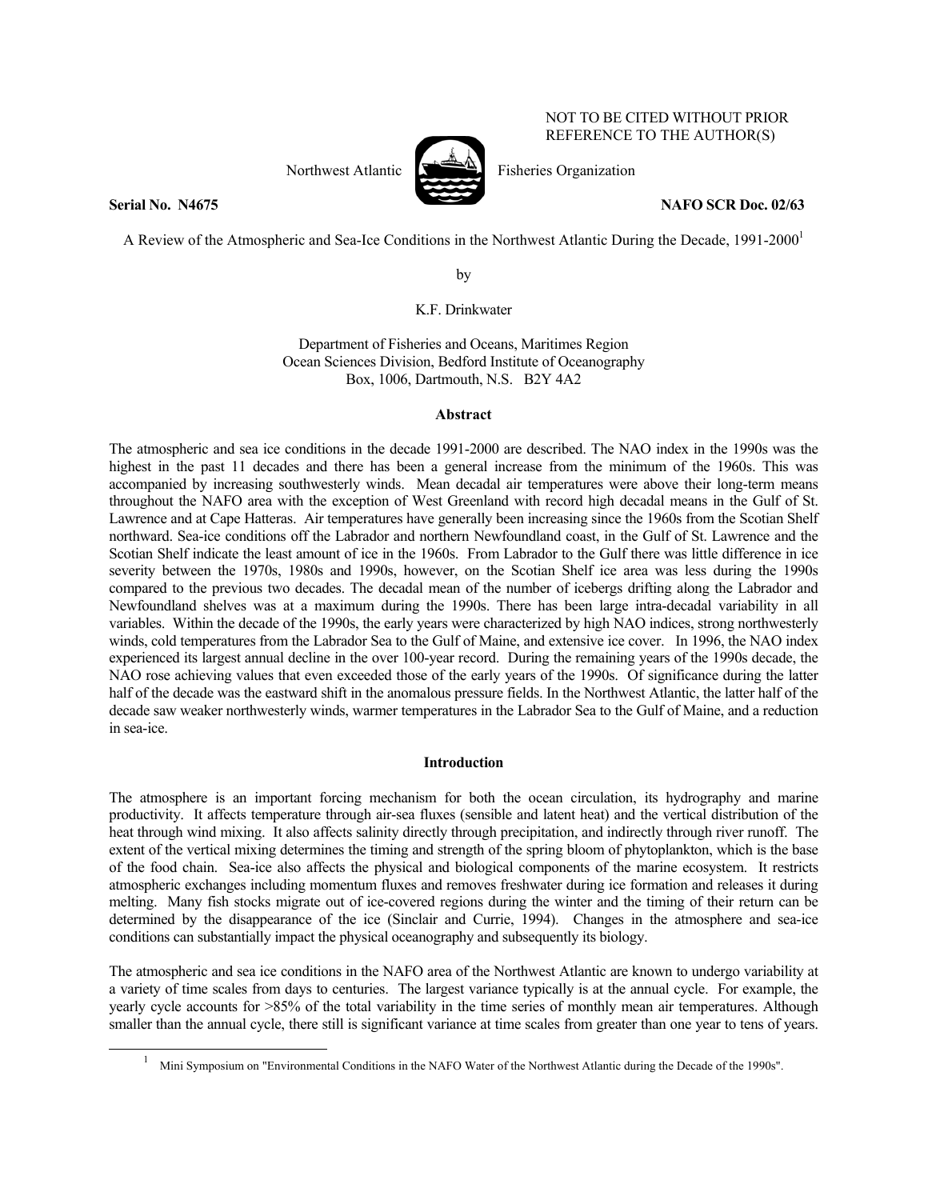NOT TO BE CITED WITHOUT PRIOR REFERENCE TO THE AUTHOR(S)

Northwest Atlantic Fisheries Organization

**Serial No. N4675** **NAFO SCR Doc. 02/63**

A Review of the Atmospheric and Sea-Ice Conditions in the Northwest Atlantic During the Decade, 1991-2000[1]

by

K.F. Drinkwater

Department of Fisheries and Oceans, Maritimes Region
Ocean Sciences Division, Bedford Institute of Oceanography
Box, 1006, Dartmouth, N.S. B2Y 4A2

## Abstract

The atmospheric and sea ice conditions in the decade 1991-2000 are described. The NAO index in the 1990s was the highest in the past 11 decades and there has been a general increase from the minimum of the 1960s. This was accompanied by increasing southwesterly winds. Mean decadal air temperatures were above their long-term means throughout the NAFO area with the exception of West Greenland with record high decadal means in the Gulf of St. Lawrence and at Cape Hatteras. Air temperatures have generally been increasing since the 1960s from the Scotian Shelf northward. Sea-ice conditions off the Labrador and northern Newfoundland coast, in the Gulf of St. Lawrence and the Scotian Shelf indicate the least amount of ice in the 1960s. From Labrador to the Gulf there was little difference in ice severity between the 1970s, 1980s and 1990s, however, on the Scotian Shelf ice area was less during the 1990s compared to the previous two decades. The decadal mean of the number of icebergs drifting along the Labrador and Newfoundland shelves was at a maximum during the 1990s. There has been large intra-decadal variability in all variables. Within the decade of the 1990s, the early years were characterized by high NAO indices, strong northwesterly winds, cold temperatures from the Labrador Sea to the Gulf of Maine, and extensive ice cover. In 1996, the NAO index experienced its largest annual decline in the over 100-year record. During the remaining years of the 1990s decade, the NAO rose achieving values that even exceeded those of the early years of the 1990s. Of significance during the latter half of the decade was the eastward shift in the anomalous pressure fields. In the Northwest Atlantic, the latter half of the decade saw weaker northwesterly winds, warmer temperatures in the Labrador Sea to the Gulf of Maine, and a reduction in sea-ice.

## Introduction

The atmosphere is an important forcing mechanism for both the ocean circulation, its hydrography and marine productivity. It affects temperature through air-sea fluxes (sensible and latent heat) and the vertical distribution of the heat through wind mixing. It also affects salinity directly through precipitation, and indirectly through river runoff. The extent of the vertical mixing determines the timing and strength of the spring bloom of phytoplankton, which is the base of the food chain. Sea-ice also affects the physical and biological components of the marine ecosystem. It restricts atmospheric exchanges including momentum fluxes and removes freshwater during ice formation and releases it during melting. Many fish stocks migrate out of ice-covered regions during the winter and their return can be determined by the disappearance of the ice (Sinclair and Currie, 1994). Changes in the atmosphere and sea-ice conditions can substantially impact the physical oceanography and subsequently its biology.

The atmospheric and sea ice conditions in the NAFO area of the Northwest Atlantic are known to undergo variability at a variety of time scales from days to centuries. The largest variance typically is at the annual cycle. For example, the yearly cycle accounts for >85% of the total variability in the time series of monthly mean air temperatures. Although smaller than the annual cycle, there still is significant variance at time scales from greater than one year to tens of years.

[1] Mini Symposium on "Environmental Conditions in the NAFO Water of the Northwest Atlantic during the Decade of the 1990s".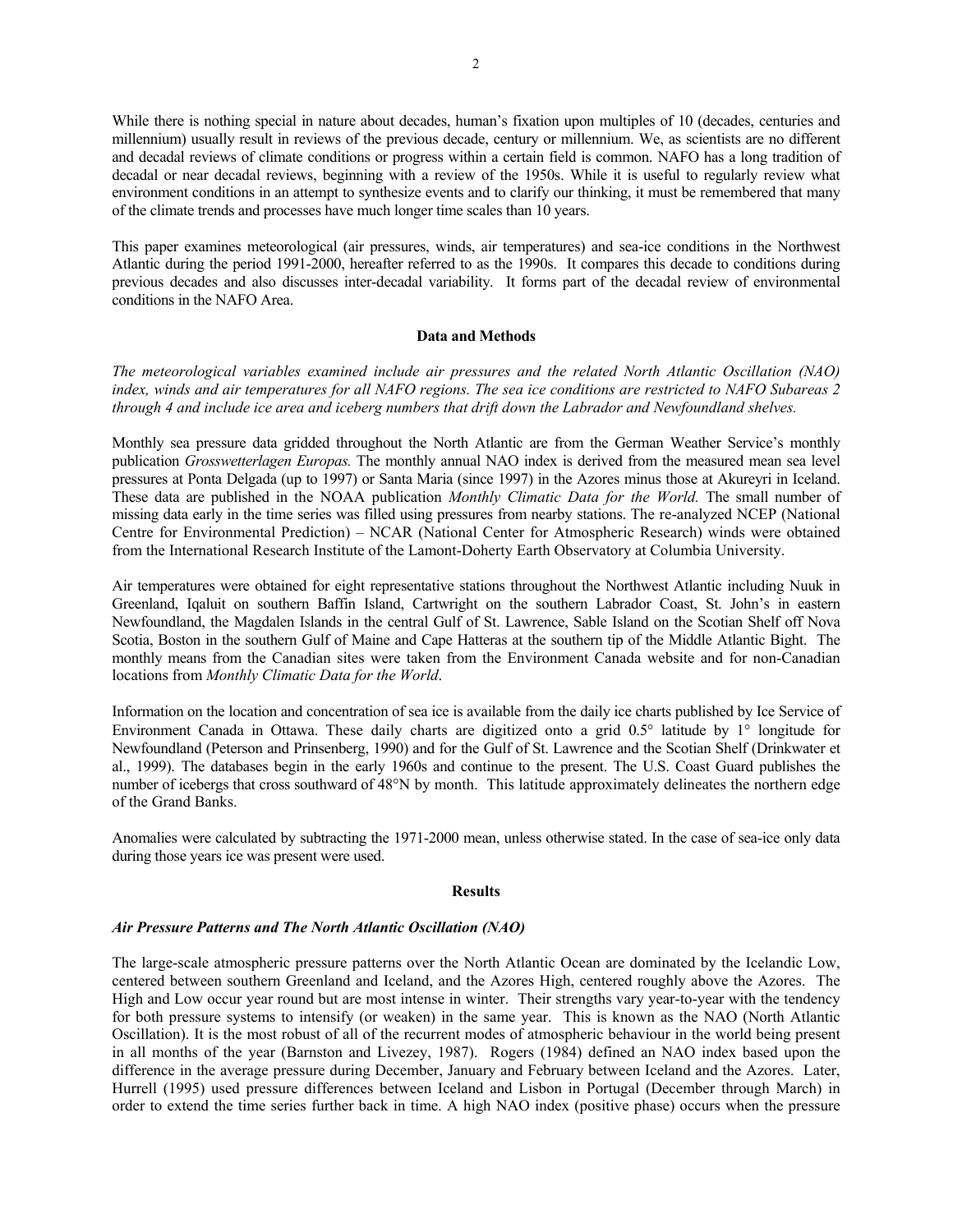While there is nothing special in nature about decades, human's fixation upon multiples of 10 (decades, centuries and millennium) usually result in reviews of the previous decade, century or millennium. We, as scientists are no different and decadal reviews of climate conditions or progress within a certain field is common. NAFO has a long tradition of decadal or near decadal reviews, beginning with a review of the 1950s. While it is useful to regularly review what environment conditions in an attempt to synthesize events and to clarify our thinking, it must be remembered that many of the climate trends and processes have much longer time scales than 10 years.

This paper examines meteorological (air pressures, winds, air temperatures) and sea-ice conditions in the Northwest Atlantic during the period 1991-2000, hereafter referred to as the 1990s. It compares this decade to conditions during previous decades and also discusses inter-decadal variability. It forms part of the decadal review of environmental conditions in the NAFO Area.

## Data and Methods

*The meteorological variables examined include air pressures and the related North Atlantic Oscillation (NAO) index, winds and air temperatures for all NAFO regions. The sea ice conditions are restricted to NAFO Subareas 2 through 4 and include ice area and iceberg numbers that drift down the Labrador and Newfoundland shelves.*

Monthly sea pressure data gridded throughout the North Atlantic are from the German Weather Service's monthly publication *Grosswetterlagen Europas.* The monthly annual NAO index is derived from the measured mean sea level pressures at Ponta Delgada (up to 1997) or Santa Maria (since 1997) in the Azores minus those at Akureyri in Iceland. These data are published in the NOAA publication *Monthly Climatic Data for the World.* The small number of missing data early in the time series was filled using pressures from nearby stations. The re-analyzed NCEP (National Centre for Environmental Prediction) – NCAR (National Center for Atmospheric Research) winds were obtained from the International Research Institute of the Lamont-Doherty Earth Observatory at Columbia University.

Air temperatures were obtained for eight representative stations throughout the Northwest Atlantic including Nuuk in Greenland, Iqaluit on southern Baffin Island, Cartwright on the southern Labrador Coast, St. John's in eastern Newfoundland, the Magdalen Islands in the central Gulf of St. Lawrence, Sable Island on the Scotian Shelf off Nova Scotia, Boston in the southern Gulf of Maine and Cape Hatteras at the southern tip of the Middle Atlantic Bight. The monthly means from the Canadian sites were taken from the Environment Canada website and for non-Canadian locations from *Monthly Climatic Data for the World*.

Information on the location and concentration of sea ice is available from the daily ice charts published by Ice Service of Environment Canada in Ottawa. These daily charts are digitized onto a grid 0.5° latitude by 1° longitude for Newfoundland (Peterson and Prinsenberg, 1990) and for the Gulf of St. Lawrence and the Scotian Shelf (Drinkwater et al., 1999). The databases begin in the early 1960s and continue to the present. The U.S. Coast Guard publishes the number of icebergs that cross southward of 48°N by month. This latitude approximately delineates the northern edge of the Grand Banks.

Anomalies were calculated by subtracting the 1971-2000 mean, unless otherwise stated. In the case of sea-ice only data during those years ice was present were used.

## Results

### *Air Pressure Patterns and The North Atlantic Oscillation (NAO)*

The large-scale atmospheric pressure patterns over the North Atlantic Ocean are dominated by the Icelandic Low, centered between southern Greenland and Iceland, and the Azores High, centered roughly above the Azores. The High and Low occur year round but are most intense in winter. Their strengths vary year-to-year with the tendency for both pressure systems to intensify (or weaken) in the same year. This is known as the NAO (North Atlantic Oscillation). It is the most robust of all of the recurrent modes of atmospheric behaviour in the world being present in all months of the year (Barnston and Livezey, 1987). Rogers (1984) defined an NAO index based upon the difference in the average pressure during December, January and February between Iceland and the Azores. Later, Hurrell (1995) used pressure differences between Iceland and Lisbon in Portugal (December through March) in order to extend the time series further back in time. A high NAO index (positive phase) occurs when the pressure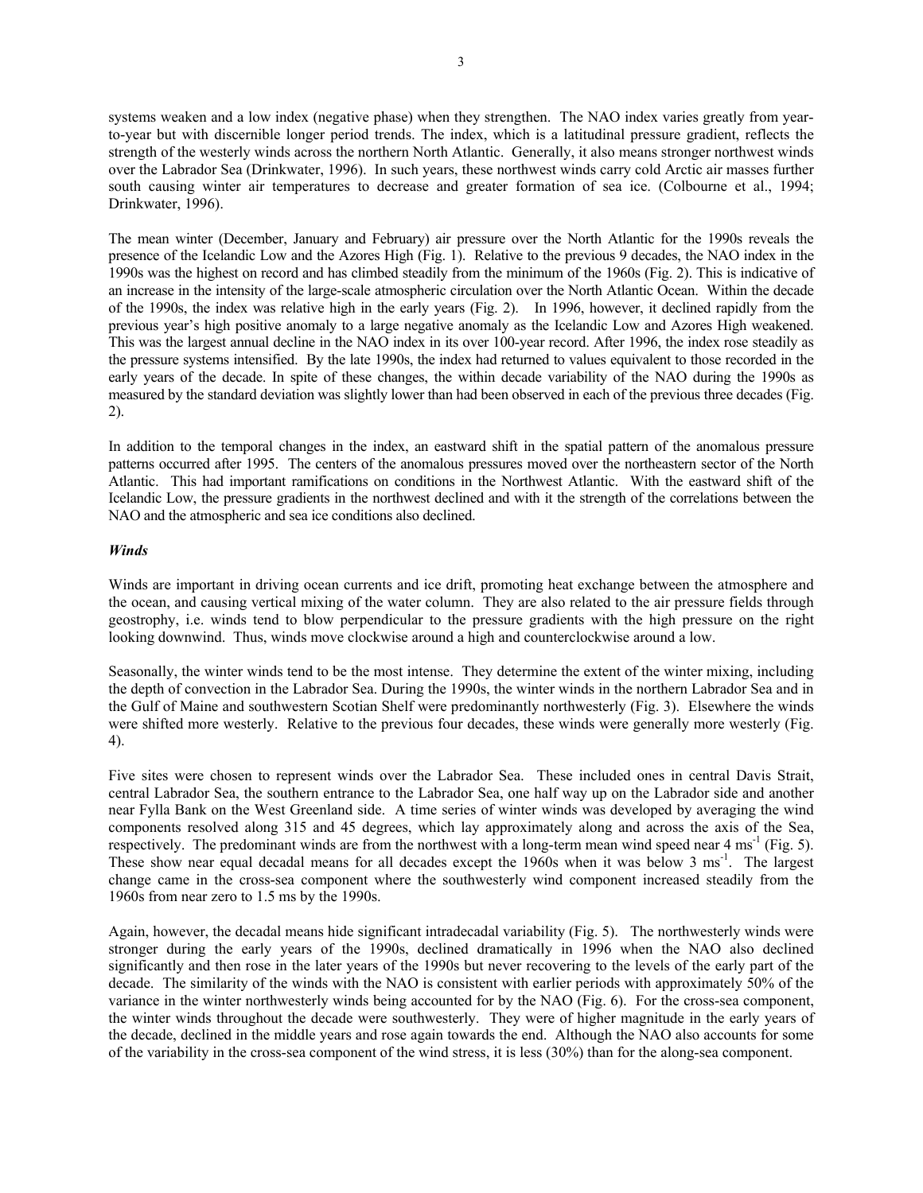systems weaken and a low index (negative phase) when they strengthen. The NAO index varies greatly from year-to-year but with discernible longer period trends. The index, which is a latitudinal pressure gradient, reflects the strength of the westerly winds across the northern North Atlantic. Generally, it also means stronger northwest winds over the Labrador Sea (Drinkwater, 1996). In such years, these northwest winds carry cold Arctic air masses further south causing winter air temperatures to decrease and greater formation of sea ice. (Colbourne et al., 1994; Drinkwater, 1996).

The mean winter (December, January and February) air pressure over the North Atlantic for the 1990s reveals the presence of the Icelandic Low and the Azores High (Fig. 1). Relative to the previous 9 decades, the NAO index in the 1990s was the highest on record and has climbed steadily from the minimum of the 1960s (Fig. 2). This is indicative of an increase in the intensity of the large-scale atmospheric circulation over the North Atlantic Ocean. Within the decade of the 1990s, the index was relative high in the early years (Fig. 2). In 1996, however, it declined rapidly from the previous year's high positive anomaly to a large negative anomaly as the Icelandic Low and Azores High weakened. This was the largest annual decline in the NAO index in its over 100-year record. After 1996, the index rose steadily as the pressure systems intensified. By the late 1990s, the index had returned to values equivalent to those recorded in the early years of the decade. In spite of these changes, the within decade variability of the NAO during the 1990s as measured by the standard deviation was slightly lower than had been observed in each of the previous three decades (Fig. 2).

In addition to the temporal changes in the index, an eastward shift in the spatial pattern of the anomalous pressure patterns occurred after 1995. The centers of the anomalous pressures moved over the northeastern sector of the North Atlantic. This had important ramifications on conditions in the Northwest Atlantic. With the eastward shift of the Icelandic Low, the pressure gradients in the northwest declined and with it the strength of the correlations between the NAO and the atmospheric and sea ice conditions also declined.

### *Winds*

Winds are important in driving ocean currents and ice drift, promoting heat exchange between the atmosphere and the ocean, and causing vertical mixing of the water column. They are also related to the air pressure fields through geostrophy, i.e. winds tend to blow perpendicular to the pressure gradients with the high pressure on the right looking downwind. Thus, winds move clockwise around a high and counterclockwise around a low.

Seasonally, the winter winds tend to be the most intense. They determine the extent of the winter mixing, including the depth of convection in the Labrador Sea. During the 1990s, the winter winds in the northern Labrador Sea and in the Gulf of Maine and southwestern Scotian Shelf were predominantly northwesterly (Fig. 3). Elsewhere the winds were shifted more westerly. Relative to the previous four decades, these winds were generally more westerly (Fig. 4).

Five sites were chosen to represent winds over the Labrador Sea. These included ones in central Davis Strait, central Labrador Sea, the southern entrance to the Labrador Sea, one half way up on the Labrador side and another near Fylla Bank on the West Greenland side. A time series of winter winds was developed by averaging the wind components resolved along 315 and 45 degrees, which lay approximately along and across the axis of the Sea, respectively. The predominant winds are from the northwest with a long-term mean wind speed near 4 ms$^{-1}$ (Fig. 5). These show near equal decadal means for all decades except the 1960s when it was below 3 ms$^{-1}$. The largest change came in the cross-sea component where the southwesterly wind component increased steadily from the 1960s from near zero to 1.5 ms by the 1990s.

Again, however, the decadal means hide significant intradecadal variability (Fig. 5). The northwesterly winds were stronger during the early years of the 1990s, declined dramatically in 1996 when the NAO also declined significantly and then rose in the later years of the 1990s but never recovering to the levels of the early part of the decade. The similarity of the winds with the NAO is consistent with earlier periods with approximately 50% of the variance in the winter northwesterly winds being accounted for by the NAO (Fig. 6). For the cross-sea component, the winter winds throughout the decade were southwesterly. They were of higher magnitude in the early years of the decade, declined in the middle years and rose again towards the end. Although the NAO also accounts for some of the variability in the cross-sea component of the wind stress, it is less (30%) than for the along-sea component.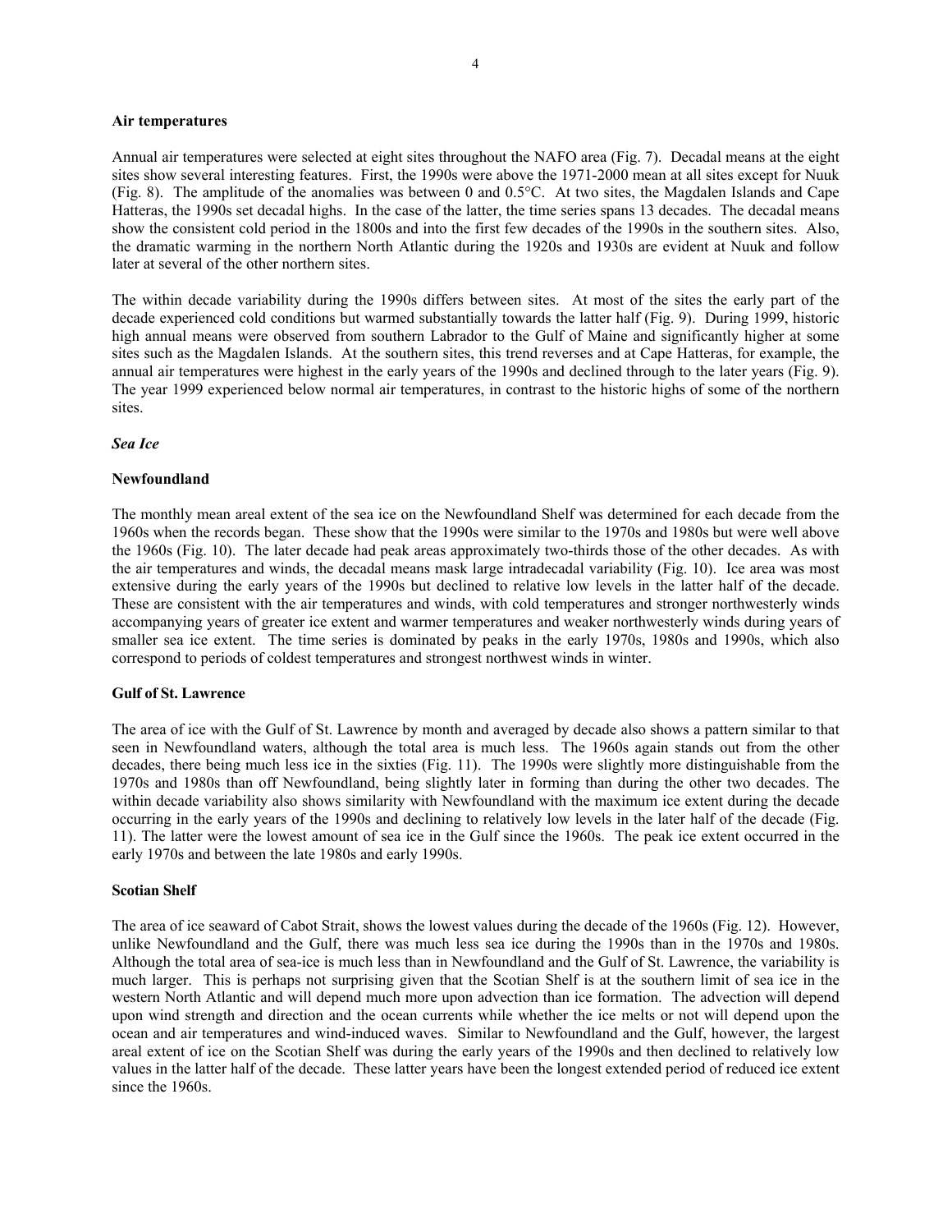**Air temperatures**

Annual air temperatures were selected at eight sites throughout the NAFO area (Fig. 7). Decadal means at the eight sites show several interesting features. First, the 1990s were above the 1971-2000 mean at all sites except for Nuuk (Fig. 8). The amplitude of the anomalies was between 0 and 0.5°C. At two sites, the Magdalen Islands and Cape Hatteras, the 1990s set decadal highs. In the case of the latter, the time series spans 13 decades. The decadal means show the consistent cold period in the 1800s and into the first few decades of the 1990s in the southern sites. Also, the dramatic warming in the northern North Atlantic during the 1920s and 1930s are evident at Nuuk and follow later at several of the other northern sites.

The within decade variability during the 1990s differs between sites. At most of the sites the early part of the decade experienced cold conditions but warmed substantially towards the latter half (Fig. 9). During 1999, historic high annual means were observed from southern Labrador to the Gulf of Maine and significantly higher at some sites such as the Magdalen Islands. At the southern sites, this trend reverses and at Cape Hatteras, for example, the annual air temperatures were highest in the early years of the 1990s and declined through to the later years (Fig. 9). The year 1999 experienced below normal air temperatures, in contrast to the historic highs of some of the northern sites.

***Sea Ice***

**Newfoundland**

The monthly mean areal extent of the sea ice on the Newfoundland Shelf was determined for each decade from the 1960s when the records began. These show that the 1990s were similar to the 1970s and 1980s but were well above the 1960s (Fig. 10). The later decade had peak areas approximately two-thirds those of the other decades. As with the air temperatures and winds, the decadal means mask large intradecadal variability (Fig. 10). Ice area was most extensive during the early years of the 1990s but declined to relative low levels in the latter half of the decade. These are consistent with the air temperatures and winds, with cold temperatures and stronger northwesterly winds accompanying years of greater ice extent and warmer temperatures and weaker northwesterly winds during years of smaller sea ice extent. The time series is dominated by peaks in the early 1970s, 1980s and 1990s, which also correspond to periods of coldest temperatures and strongest northwest winds in winter.

**Gulf of St. Lawrence**

The area of ice with the Gulf of St. Lawrence by month and averaged by decade also shows a pattern similar to that seen in Newfoundland waters, although the total area is much less. The 1960s again stands out from the other decades, there being much less ice in the sixties (Fig. 11). The 1990s were slightly more distinguishable from the 1970s and 1980s than off Newfoundland, being slightly later in forming than during the other two decades. The within decade variability also shows similarity with Newfoundland with the maximum ice extent during the decade occurring in the early years of the 1990s and declining to relatively low levels in the later half of the decade (Fig. 11). The latter were the lowest amount of sea ice in the Gulf since the 1960s. The peak ice extent occurred in the early 1970s and between the late 1980s and early 1990s.

**Scotian Shelf**

The area of ice seaward of Cabot Strait, shows the lowest values during the decade of the 1960s (Fig. 12). However, unlike Newfoundland and the Gulf, there was much less sea ice during the 1990s than in the 1970s and 1980s. Although the total area of sea-ice is much less than in Newfoundland and the Gulf of St. Lawrence, the variability is much larger. This is perhaps not surprising given that the Scotian Shelf is at the southern limit of sea ice in the western North Atlantic and will depend much more upon advection than ice formation. The advection will depend upon wind strength and direction and the ocean currents while whether the ice melts or not will depend upon the ocean and air temperatures and wind-induced waves. Similar to Newfoundland and the Gulf, however, the largest areal extent of ice on the Scotian Shelf was during the early years of the 1990s and then declined to relatively low values in the latter half of the decade. These latter years have been the longest extended period of reduced ice extent since the 1960s.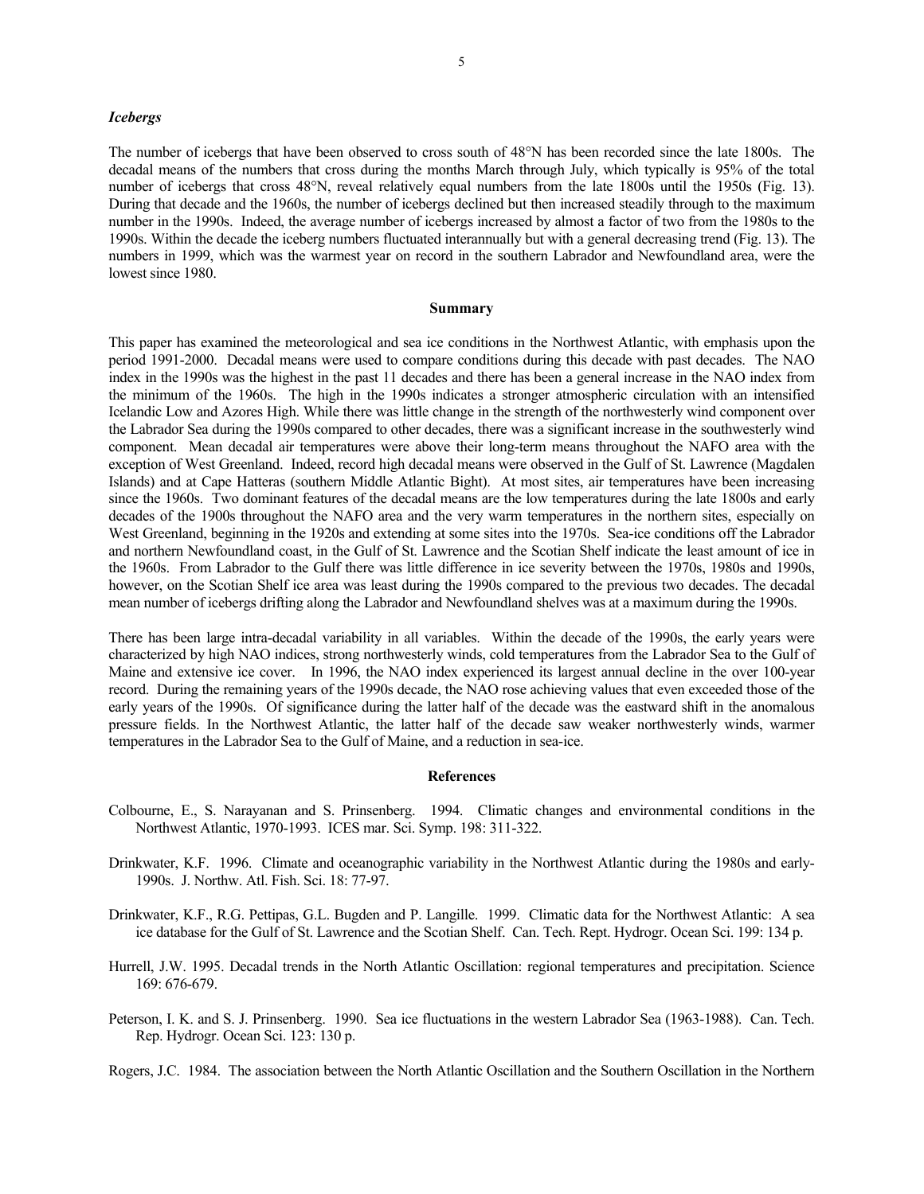### *Icebergs*

The number of icebergs that have been observed to cross south of 48°N has been recorded since the late 1800s. The decadal means of the numbers that cross during the months March through July, which typically is 95% of the total number of icebergs that cross 48°N, reveal relatively equal numbers from the late 1800s until the 1950s (Fig. 13). During that decade and the 1960s, the number of icebergs declined but then increased steadily through to the maximum number in the 1990s. Indeed, the average number of icebergs increased by almost a factor of two from the 1980s to the 1990s. Within the decade the iceberg numbers fluctuated interannually but with a general decreasing trend (Fig. 13). The numbers in 1999, which was the warmest year on record in the southern Labrador and Newfoundland area, were the lowest since 1980.

## Summary

This paper has examined the meteorological and sea ice conditions in the Northwest Atlantic, with emphasis upon the period 1991-2000. Decadal means were used to compare conditions during this decade with past decades. The NAO index in the 1990s was the highest in the past 11 decades and there has been a general increase in the NAO index from the minimum of the 1960s. The high in the 1990s indicates a stronger atmospheric circulation with an intensified Icelandic Low and Azores High. While there was little change in the strength of the northwesterly wind component over the Labrador Sea during the 1990s compared to other decades, there was a significant increase in the southwesterly wind component. Mean decadal air temperatures were above their long-term means throughout the NAFO area with the exception of West Greenland. Indeed, record high decadal means were observed in the Gulf of St. Lawrence (Magdalen Islands) and at Cape Hatteras (southern Middle Atlantic Bight). At most sites, air temperatures have been increasing since the 1960s. Two dominant features of the decadal means are the low temperatures during the late 1800s and early decades of the 1900s throughout the NAFO area and the very warm temperatures in the northern sites, especially on West Greenland, beginning in the 1920s and extending at some sites into the 1970s. Sea-ice conditions off the Labrador and northern Newfoundland coast, in the Gulf of St. Lawrence and the Scotian Shelf indicate the least amount of ice in the 1960s. From Labrador to the Gulf there was little difference in ice severity between the 1970s, 1980s and 1990s, however, on the Scotian Shelf ice area was least during the 1990s compared to the previous two decades. The decadal mean number of icebergs drifting along the Labrador and Newfoundland shelves was at a maximum during the 1990s.

There has been large intra-decadal variability in all variables. Within the decade of the 1990s, the early years were characterized by high NAO indices, strong northwesterly winds, cold temperatures from the Labrador Sea to the Gulf of Maine and extensive ice cover. In 1996, the NAO index experienced its largest annual decline in the over 100-year record. During the remaining years of the 1990s decade, the NAO rose achieving values that even exceeded those of the early years of the 1990s. Of significance during the latter half of the decade was the eastward shift in the anomalous pressure fields. In the Northwest Atlantic, the latter half of the decade saw weaker northwesterly winds, warmer temperatures in the Labrador Sea to the Gulf of Maine, and a reduction in sea-ice.

## References

Colbourne, E., S. Narayanan and S. Prinsenberg. 1994. Climatic changes and environmental conditions in the Northwest Atlantic, 1970-1993. ICES mar. Sci. Symp. 198: 311-322.

Drinkwater, K.F. 1996. Climate and oceanographic variability in the Northwest Atlantic during the 1980s and early-1990s. J. Northw. Atl. Fish. Sci. 18: 77-97.

Drinkwater, K.F., R.G. Pettipas, G.L. Bugden and P. Langille. 1999. Climatic data for the Northwest Atlantic: A sea ice database for the Gulf of St. Lawrence and the Scotian Shelf. Can. Tech. Rept. Hydrogr. Ocean Sci. 199: 134 p.

Hurrell, J.W. 1995. Decadal trends in the North Atlantic Oscillation: regional temperatures and precipitation. Science 169: 676-679.

Peterson, I. K. and S. J. Prinsenberg. 1990. Sea ice fluctuations in the western Labrador Sea (1963-1988). Can. Tech. Rep. Hydrogr. Ocean Sci. 123: 130 p.

Rogers, J.C. 1984. The association between the North Atlantic Oscillation and the Southern Oscillation in the Northern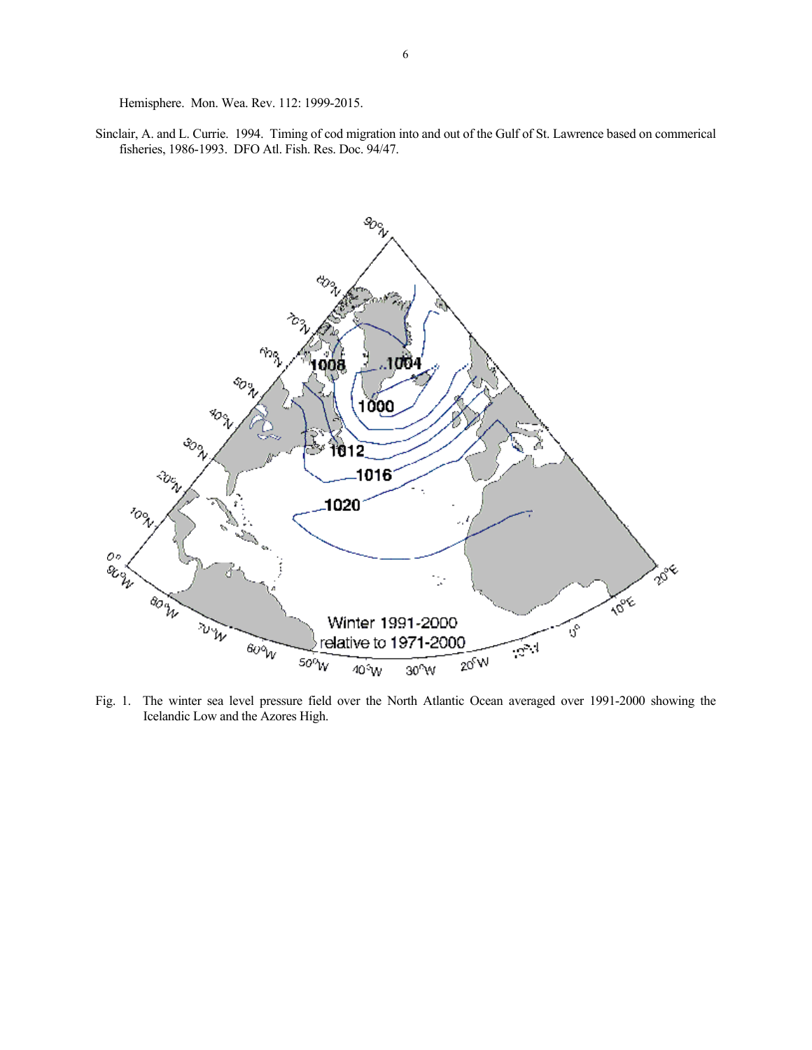Hemisphere. Mon. Wea. Rev. 112: 1999-2015.

Sinclair, A. and L. Currie. 1994. Timing of cod migration into and out of the Gulf of St. Lawrence based on commerical fisheries, 1986-1993. DFO Atl. Fish. Res. Doc. 94/47.

Fig. 1. The winter sea level pressure field over the North Atlantic Ocean averaged over 1991-2000 showing the Icelandic Low and the Azores High.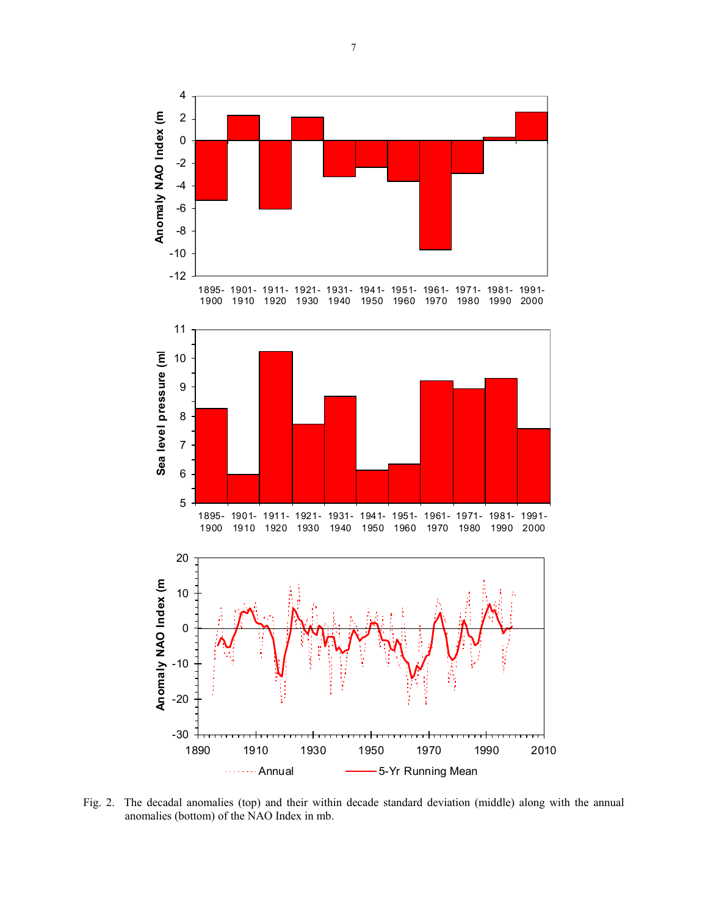Fig. 2. The decadal anomalies (top) and their within decade standard deviation (middle) along with the annual anomalies (bottom) of the NAO Index in mb.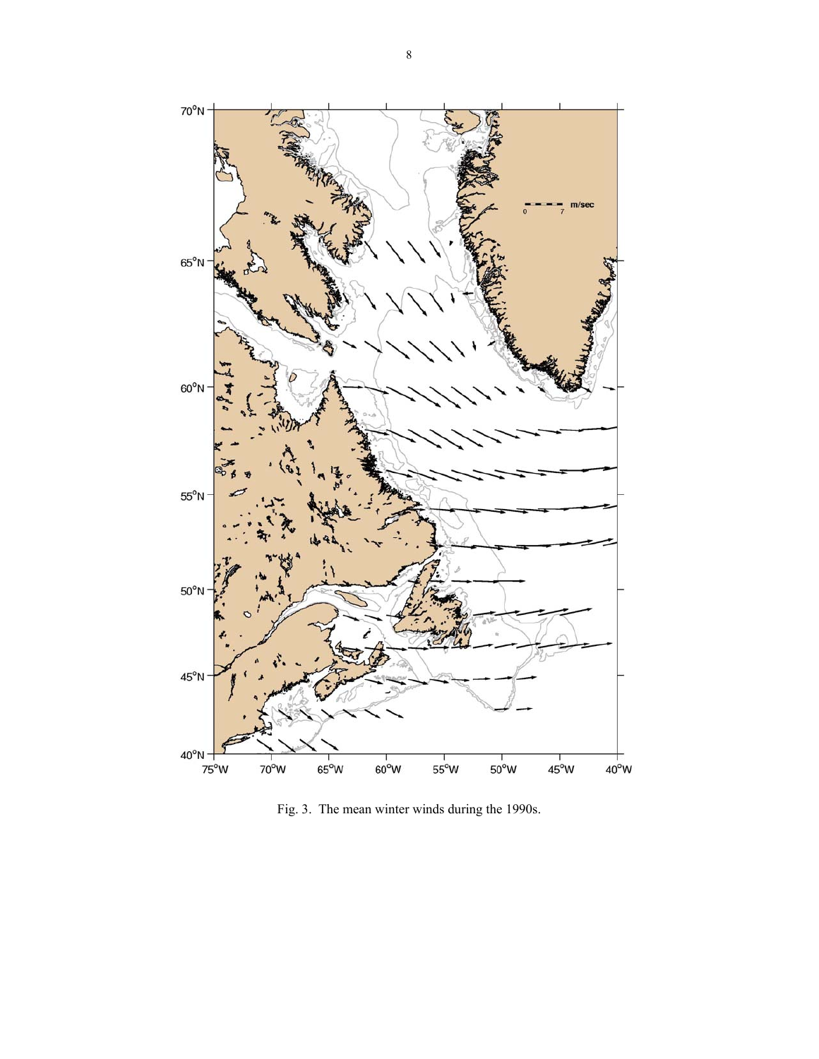Fig. 3. The mean winter winds during the 1990s.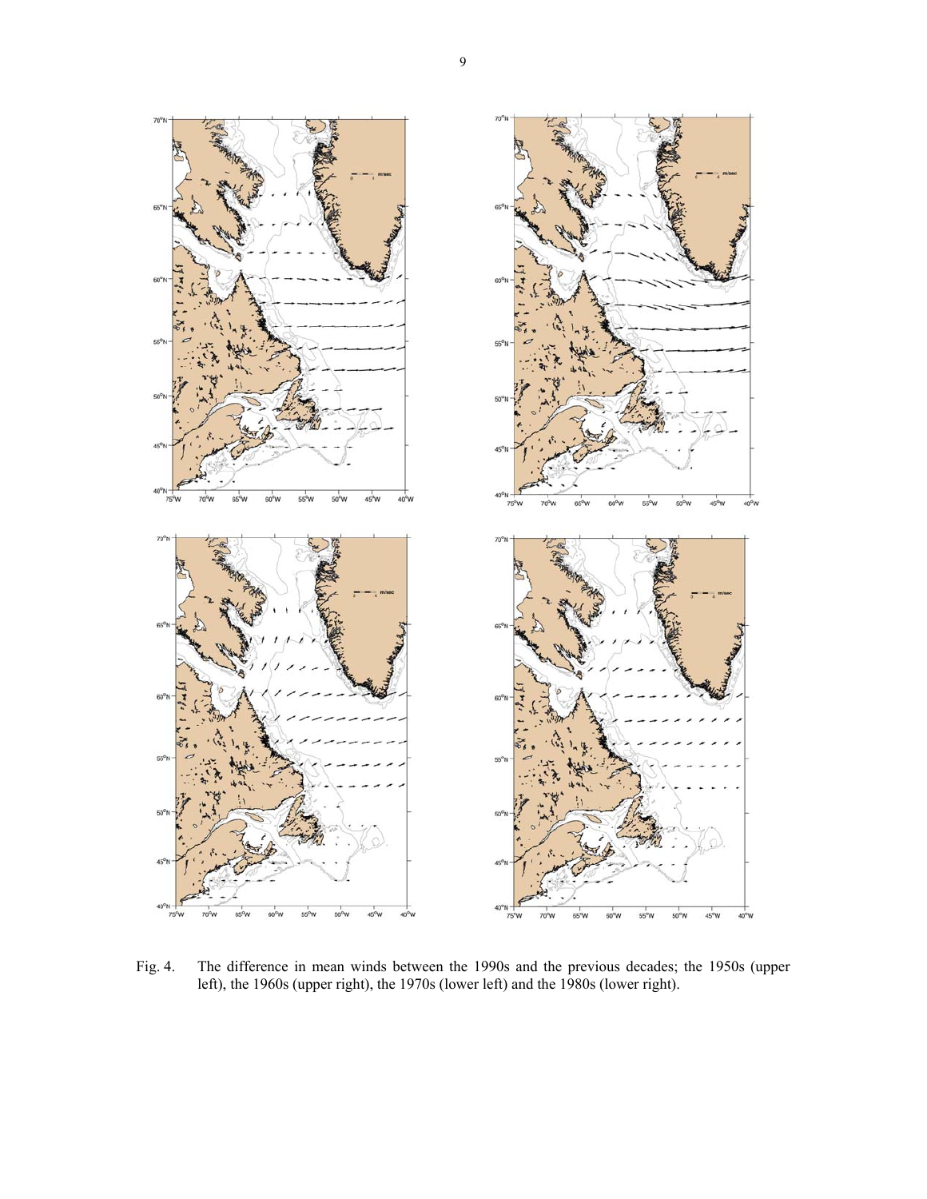Fig. 4. The difference in mean winds between the 1990s and the previous decades; the 1950s (upper left), the 1960s (upper right), the 1970s (lower left) and the 1980s (lower right).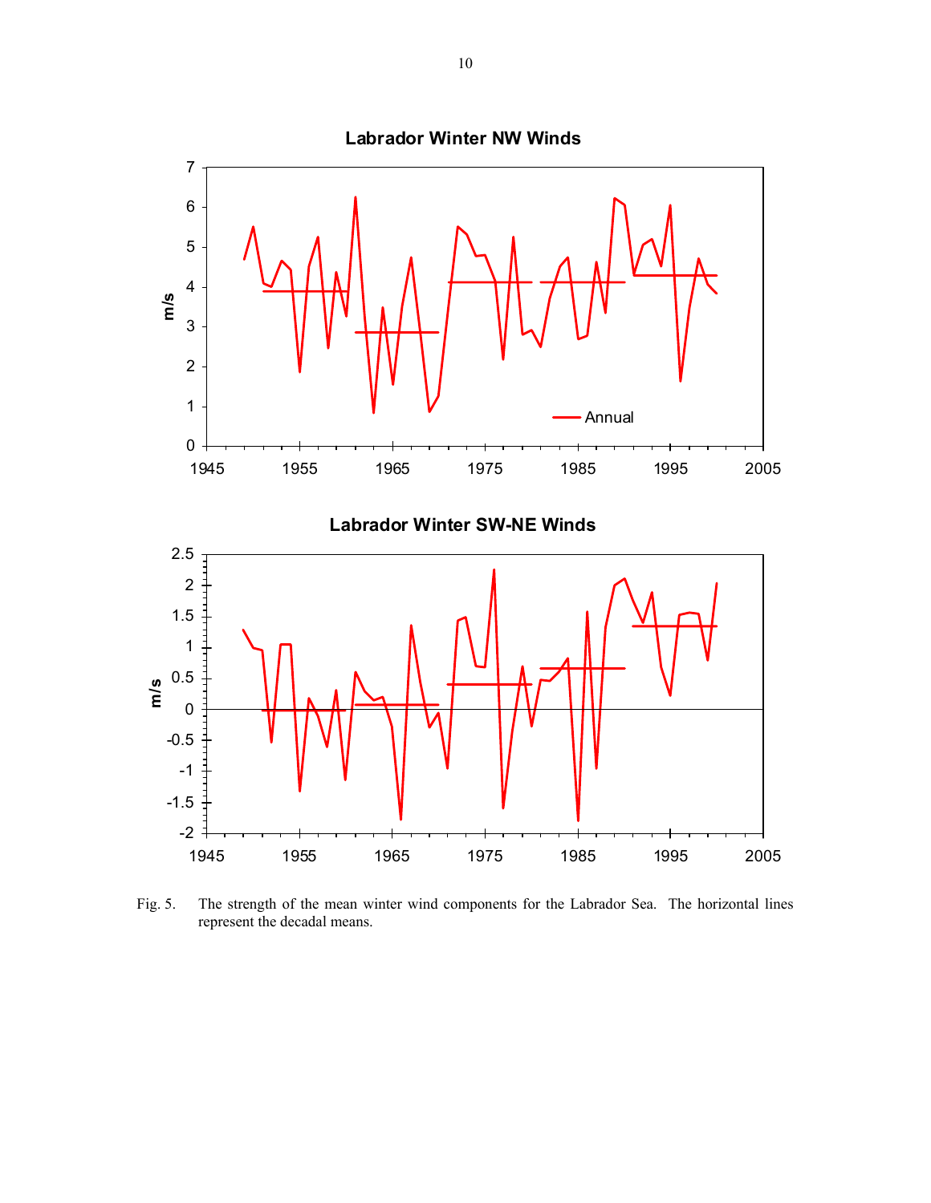Fig. 5. The strength of the mean winter wind components for the Labrador Sea. The horizontal lines represent the decadal means.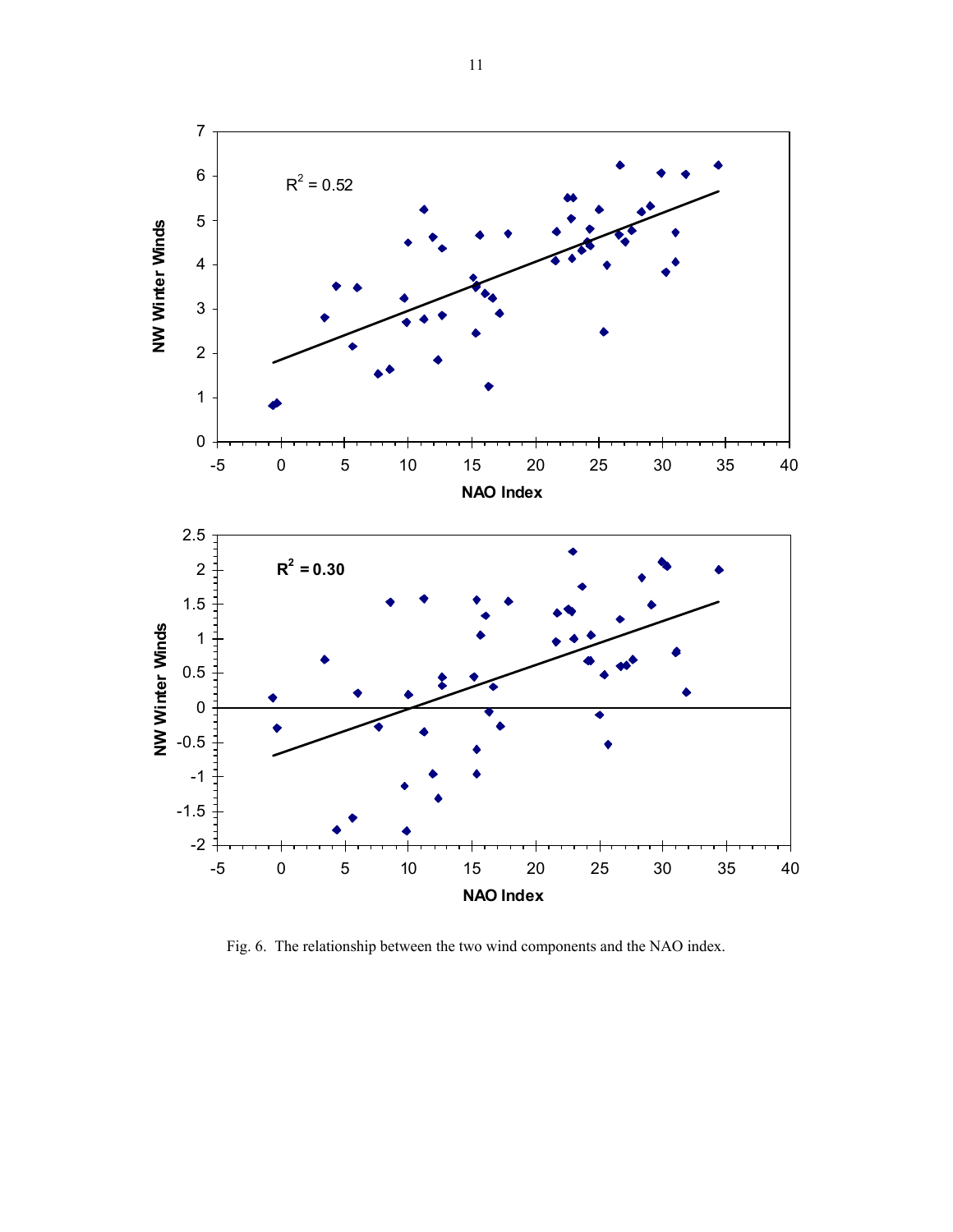Fig. 6. The relationship between the two wind components and the NAO index.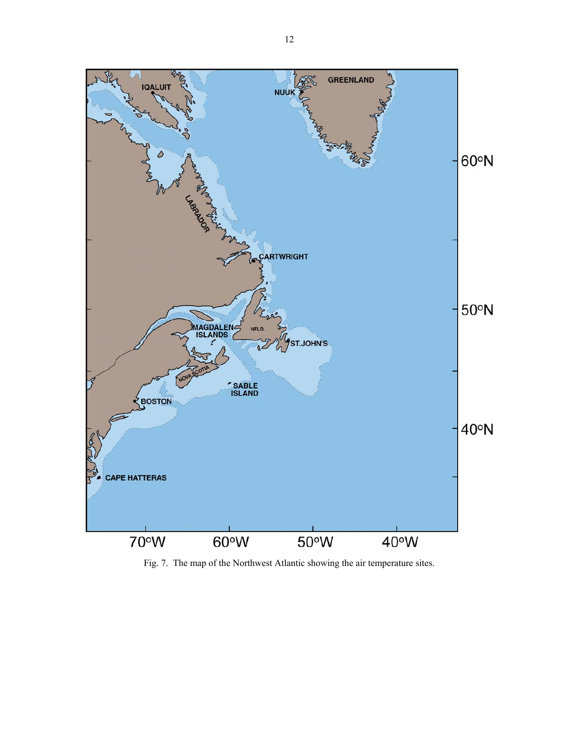Fig. 7.  The map of the Northwest Atlantic showing the air temperature sites.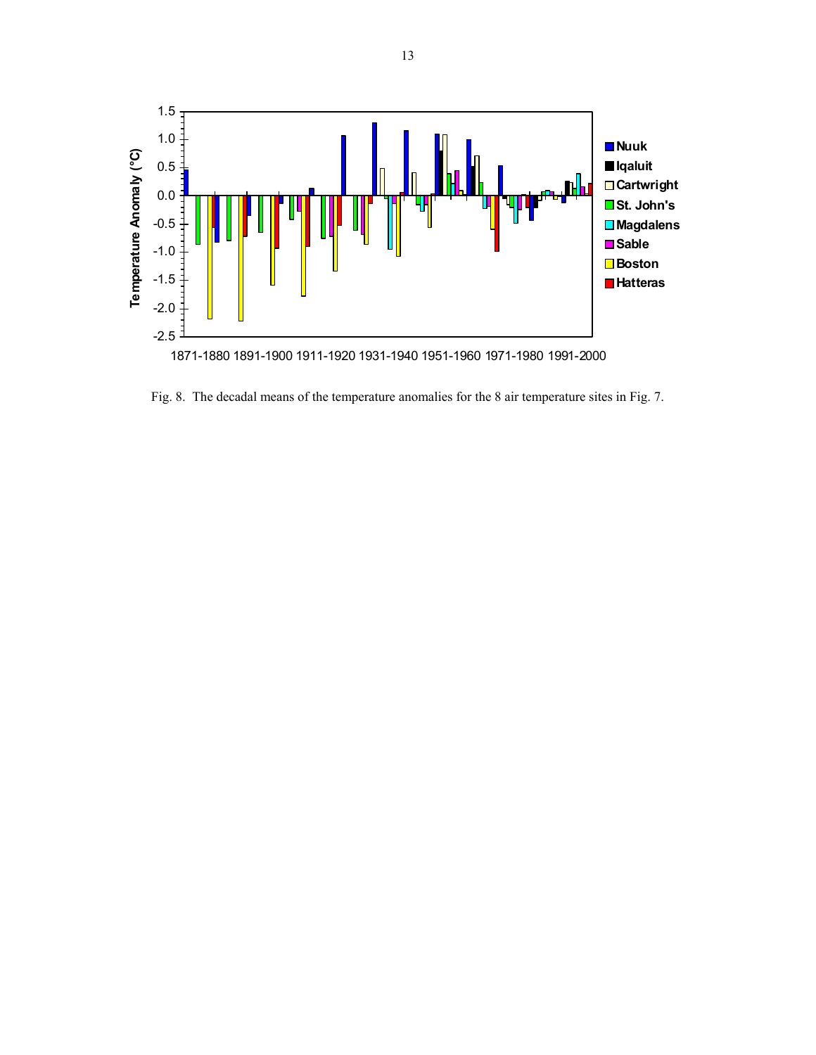Fig. 8. The decadal means of the temperature anomalies for the 8 air temperature sites in Fig. 7.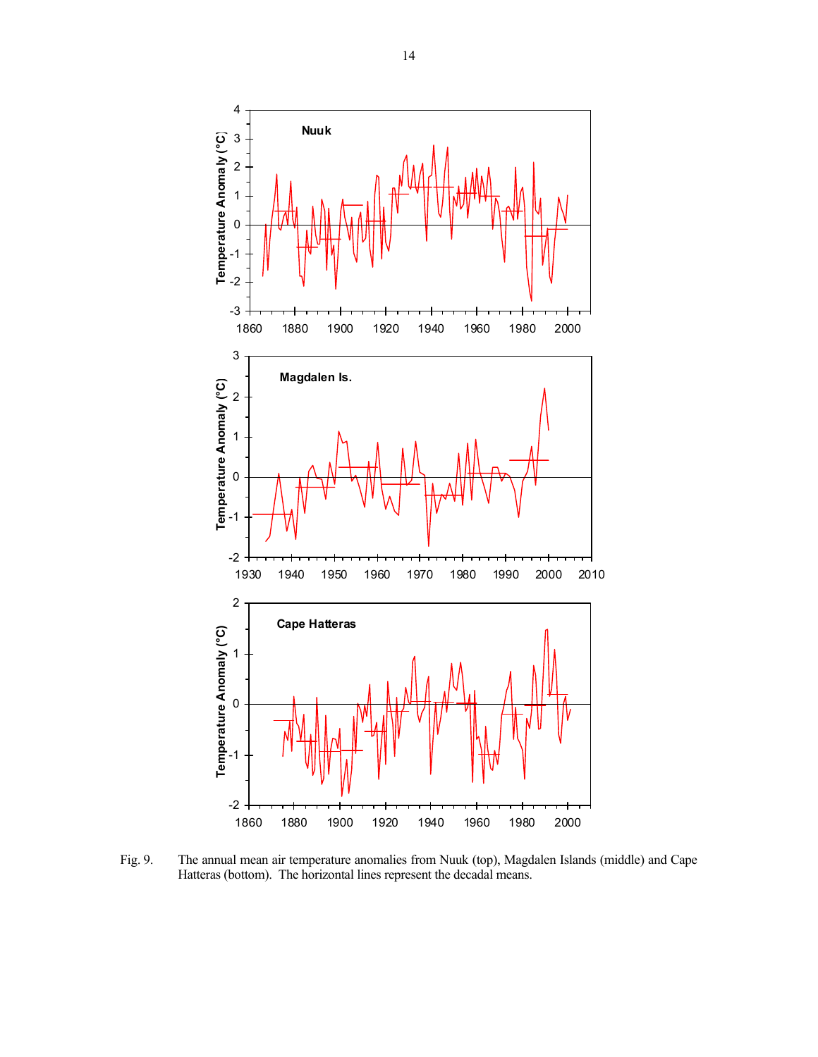Fig. 9. The annual mean air temperature anomalies from Nuuk (top), Magdalen Islands (middle) and Cape Hatteras (bottom). The horizontal lines represent the decadal means.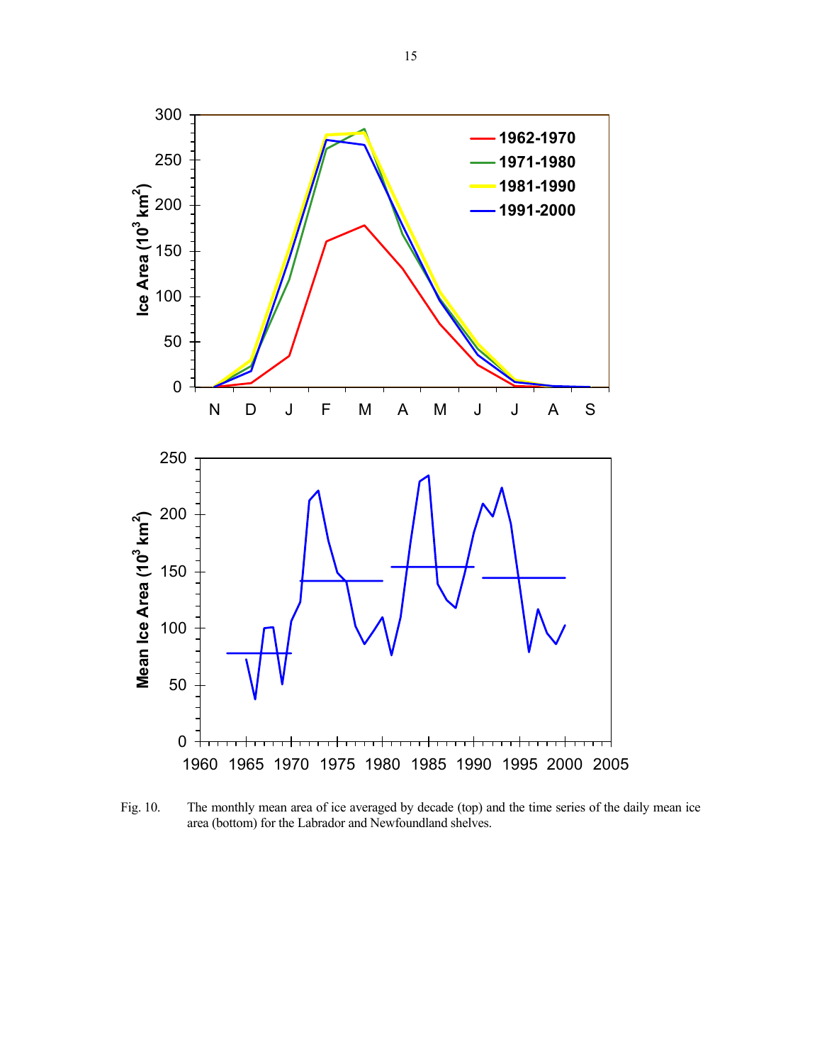Fig. 10. The monthly mean area of ice averaged by decade (top) and the time series of the daily mean ice area (bottom) for the Labrador and Newfoundland shelves.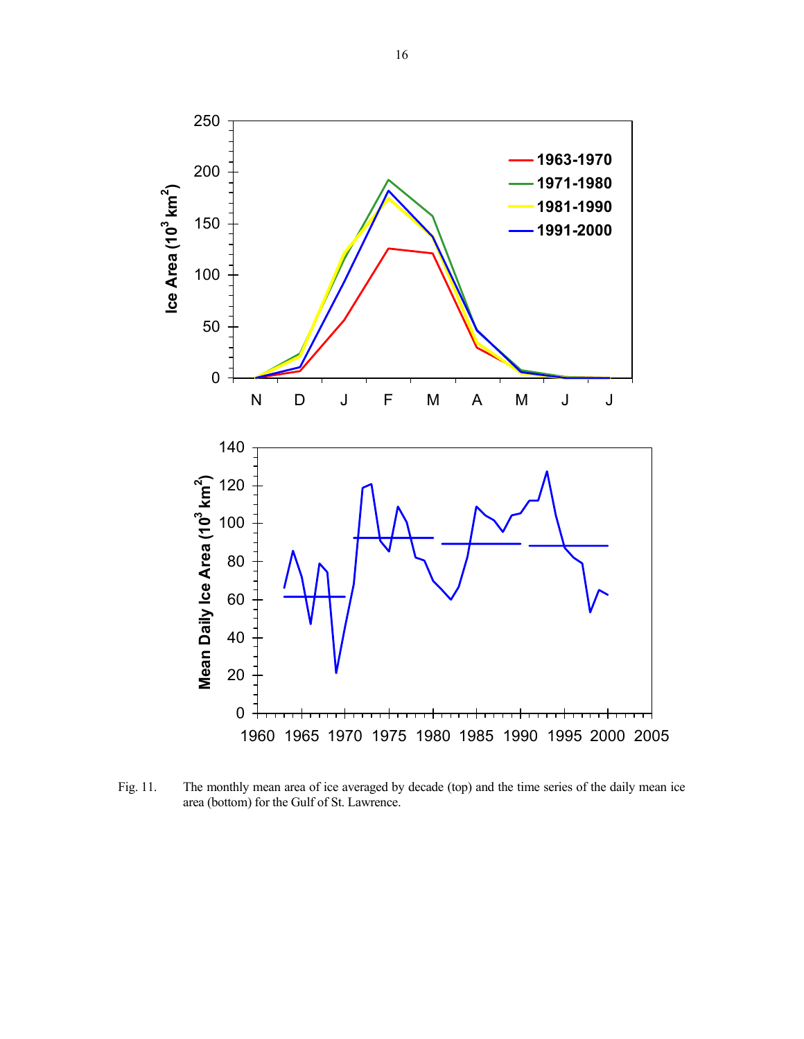Fig. 11. The monthly mean area of ice averaged by decade (top) and the time series of the daily mean ice area (bottom) for the Gulf of St. Lawrence.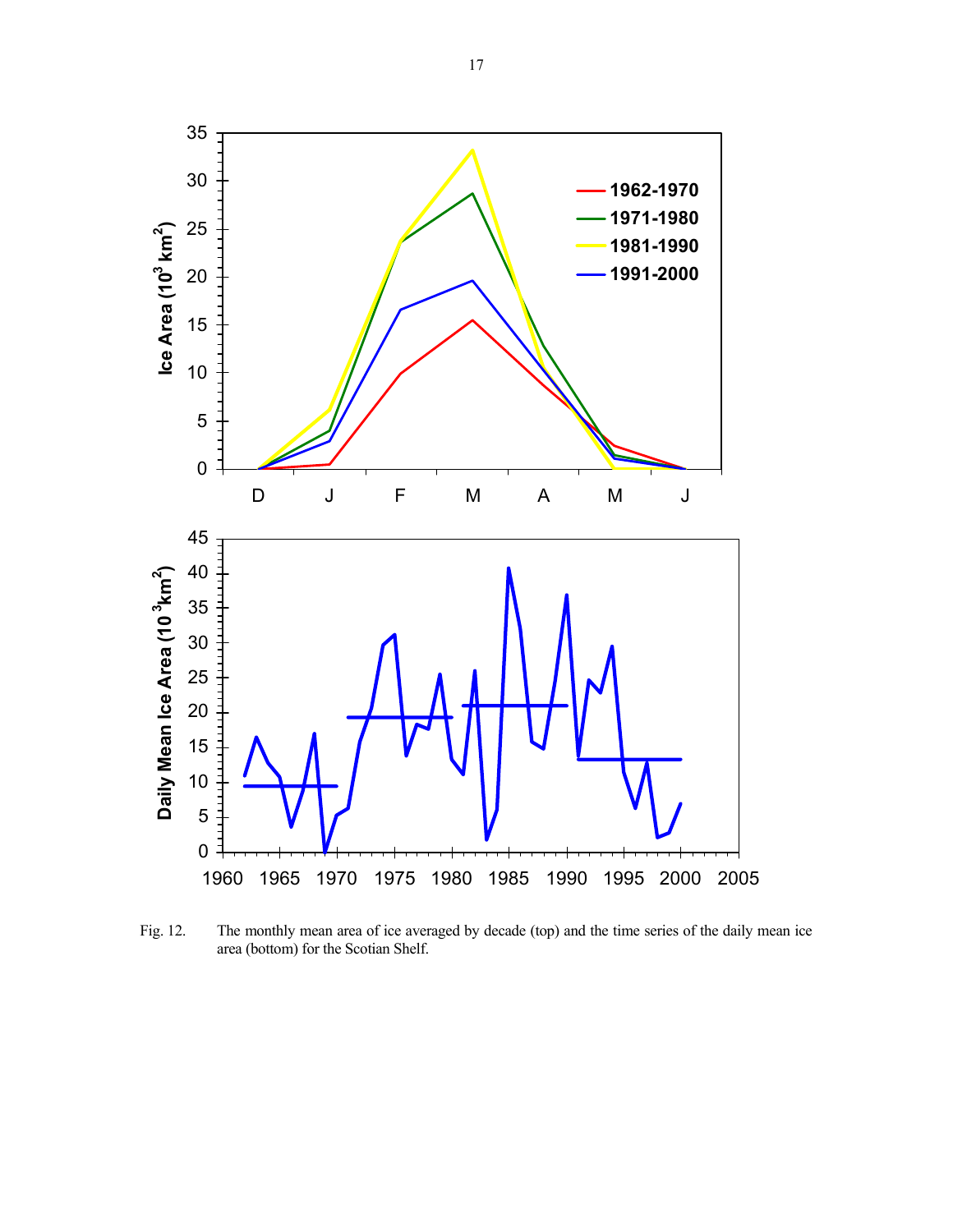Fig. 12. The monthly mean area of ice averaged by decade (top) and the time series of the daily mean ice area (bottom) for the Scotian Shelf.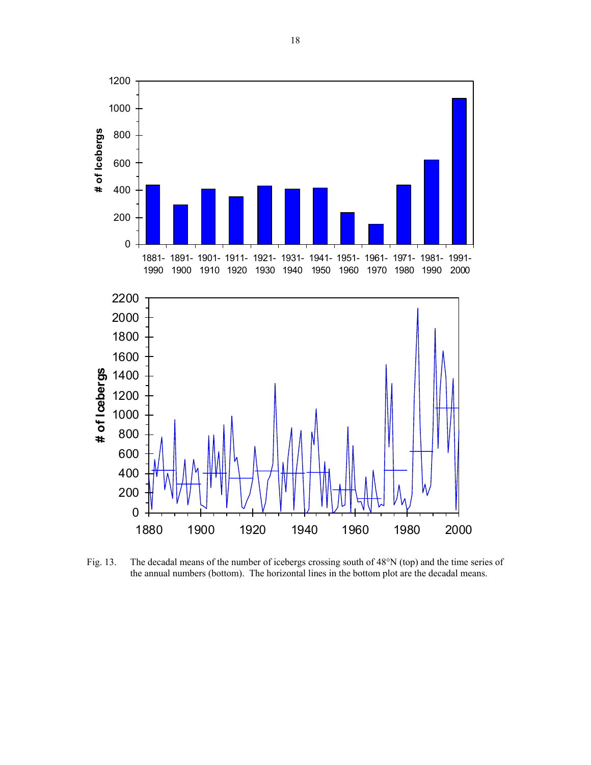1200
1000
800
600
400
200
0

# of Icebergs

1881- 1990
1891- 1900
1901- 1910
1911- 1920
1921- 1930
1931- 1940
1941- 1950
1951- 1960
1961- 1970
1971- 1980
1981- 1990
1991- 2000

2200
2000
1800
1600
1400
1200
1000
800
600
400
200
0

# of Icebergs

1880
1900
1920
1940
1960
1980
2000

Fig. 13. The decadal means of the number of icebergs crossing south of 48°N (top) and the time series of the annual numbers (bottom). The horizontal lines in the bottom plot are the decadal means.